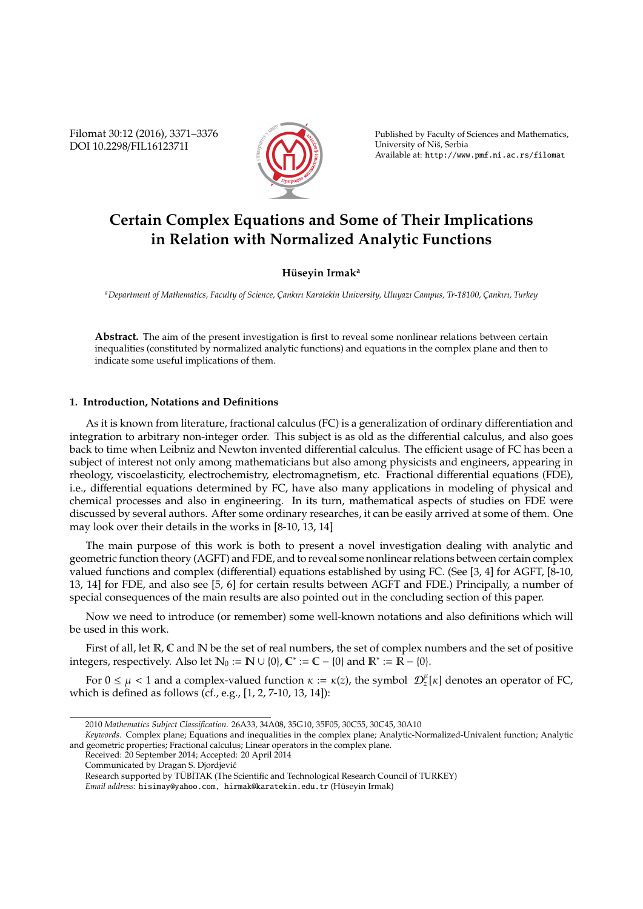# Certain Complex Equations and Some of Their Implications in Relation with Normalized Analytic Functions

**Hüseyin Irmak**[a]

[a] *Department of Mathematics, Faculty of Science, Çankırı Karatekin University, Uluyazı Campus, Tr-18100, Çankırı, Turkey*

**Abstract.** The aim of the present investigation is first to reveal some nonlinear relations between certain inequalities (constituted by normalized analytic functions) and equations in the complex plane and then to indicate some useful implications of them.

## 1. Introduction, Notations and Definitions

As it is known from literature, fractional calculus (FC) is a generalization of ordinary differentiation and integration to arbitrary non-integer order. This subject is as old as the differential calculus, and also goes back to time when Leibniz and Newton invented differential calculus. The efficient usage of FC has been a subject of interest not only among mathematicians but also among physicists and engineers, appearing in rheology, viscoelasticity, electrochemistry, electromagnetism, etc. Fractional differential equations (FDE), i.e., differential equations determined by FC, have also many applications in modeling of physical and chemical processes and also in engineering. In its turn, mathematical aspects of studies on FDE were discussed by several authors. After some ordinary researches, it can be easily arrived at some of them. One may look over their details in the works in [8-10, 13, 14]

The main purpose of this work is both to present a novel investigation dealing with analytic and geometric function theory (AGFT) and FDE, and to reveal some nonlinear relations between certain complex valued functions and complex (differential) equations established by using FC. (See [3, 4] for AGFT, [8-10, 13, 14] for FDE, and also see [5, 6] for certain results between AGFT and FDE.) Principally, a number of special consequences of the main results are also pointed out in the concluding section of this paper.

Now we need to introduce (or remember) some well-known notations and also definitions which will be used in this work.

First of all, let $\mathbb{R}$, $\mathbb{C}$ and $\mathbb{N}$ be the set of real numbers, the set of complex numbers and the set of positive integers, respectively. Also let $\mathbb{N}_0 := \mathbb{N} \cup \{0\}$, $\mathbb{C}^* := \mathbb{C} - \{0\}$ and $\mathbb{R}^* := \mathbb{R} - \{0\}$.

For $0 \leq \mu < 1$ and a complex-valued function $\kappa := \kappa(z)$, the symbol $\mathcal{D}_z^{\mu}[\kappa]$ denotes an operator of FC, which is defined as follows (cf., e.g., [1, 2, 7-10, 13, 14]):

---

2010 *Mathematics Subject Classification*. 26A33, 34A08, 35G10, 35F05, 30C55, 30C45, 30A10

*Keywords*. Complex plane; Equations and inequalities in the complex plane; Analytic-Normalized-Univalent function; Analytic and geometric properties; Fractional calculus; Linear operators in the complex plane.

Received: 20 September 2014; Accepted: 20 April 2014

Communicated by Dragan S. Djordjević

Research supported by TÜBİTAK (The Scientific and Technological Research Council of TURKEY)

*Email address:* hisimay@yahoo.com, hirmak@karatekin.edu.tr (Hüseyin Irmak)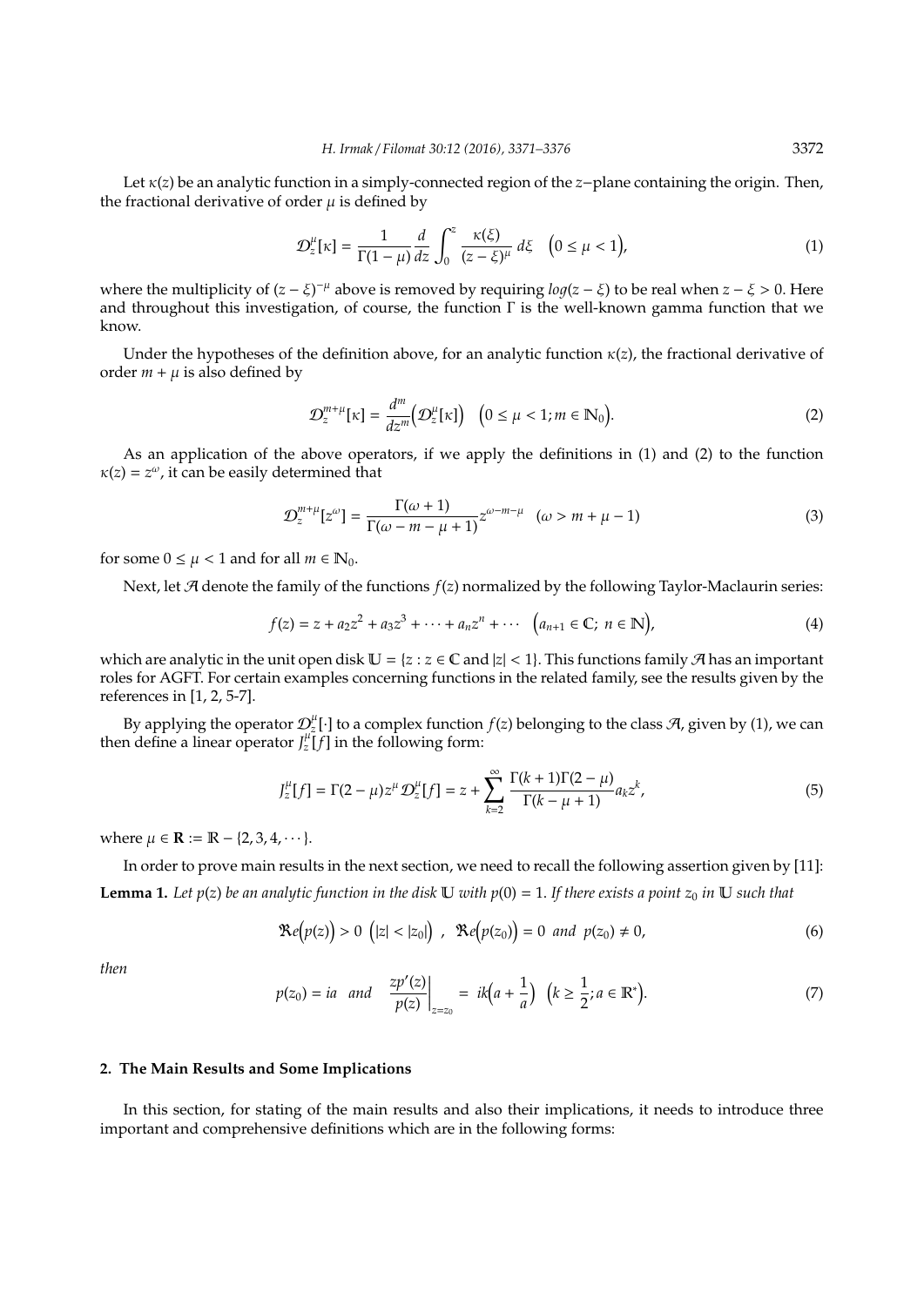Let $\kappa(z)$ be an analytic function in a simply-connected region of the $z-$plane containing the origin. Then, the fractional derivative of order $\mu$ is defined by

$$\mathcal{D}_z^{\mu}[\kappa] = \frac{1}{\Gamma(1-\mu)} \frac{d}{dz} \int_0^z \frac{\kappa(\xi)}{(z-\xi)^{\mu}}\, d\xi \quad \Big(0 \leq \mu < 1\Big), \tag{1}$$

where the multiplicity of $(z-\xi)^{-\mu}$ above is removed by requiring $log(z-\xi)$ to be real when $z-\xi > 0$. Here and throughout this investigation, of course, the function $\Gamma$ is the well-known gamma function that we know.

Under the hypotheses of the definition above, for an analytic function $\kappa(z)$, the fractional derivative of order $m+\mu$ is also defined by

$$\mathcal{D}_z^{m+\mu}[\kappa] = \frac{d^m}{dz^m}\Big(\mathcal{D}_z^{\mu}[\kappa]\Big) \quad \Big(0 \leq \mu < 1; m \in \mathbb{N}_0\Big). \tag{2}$$

As an application of the above operators, if we apply the definitions in (1) and (2) to the function $\kappa(z) = z^{\omega}$, it can be easily determined that

$$\mathcal{D}_z^{m+\mu}[z^{\omega}] = \frac{\Gamma(\omega+1)}{\Gamma(\omega-m-\mu+1)} z^{\omega-m-\mu} \quad (\omega > m+\mu-1) \tag{3}$$

for some $0 \leq \mu < 1$ and for all $m \in \mathbb{N}_0$.

Next, let $\mathcal{A}$ denote the family of the functions $f(z)$ normalized by the following Taylor-Maclaurin series:

$$f(z) = z + a_2 z^2 + a_3 z^3 + \cdots + a_n z^n + \cdots \quad \Big(a_{n+1} \in \mathbb{C};\ n \in \mathbb{N}\Big), \tag{4}$$

which are analytic in the unit open disk $\mathbb{U} = \{z : z \in \mathbb{C} \text{ and } |z| < 1\}$. This functions family $\mathcal{A}$ has an important roles for AGFT. For certain examples concerning functions in the related family, see the results given by the references in [1, 2, 5-7].

By applying the operator $\mathcal{D}_z^{\mu}[\cdot]$ to a complex function $f(z)$ belonging to the class $\mathcal{A}$, given by (1), we can then define a linear operator $J_z^{\mu}[f]$ in the following form:

$$J_z^{\mu}[f] = \Gamma(2-\mu) z^{\mu} \mathcal{D}_z^{\mu}[f] = z + \sum_{k=2}^{\infty} \frac{\Gamma(k+1)\Gamma(2-\mu)}{\Gamma(k-\mu+1)} a_k z^k, \tag{5}$$

where $\mu \in \mathbf{R} := \mathbb{R} - \{2, 3, 4, \cdots\}$.

In order to prove main results in the next section, we need to recall the following assertion given by [11]:

**Lemma 1.** *Let $p(z)$ be an analytic function in the disk $\mathbb{U}$ with $p(0) = 1$. If there exists a point $z_0$ in $\mathbb{U}$ such that*

$$\Re e\Big(p(z)\Big) > 0 \ \Big(|z| < |z_0|\Big) \ , \ \Re e\Big(p(z_0)\Big) = 0 \ \textit{and} \ p(z_0) \neq 0, \tag{6}$$

*then*

$$p(z_0) = ia \quad \textit{and} \quad \frac{zp'(z)}{p(z)}\bigg|_{z=z_0} = ik\Big(a + \frac{1}{a}\Big) \quad \Big(k \geq \frac{1}{2}; a \in \mathbb{R}^*\Big). \tag{7}$$

## 2. The Main Results and Some Implications

In this section, for stating of the main results and also their implications, it needs to introduce three important and comprehensive definitions which are in the following forms: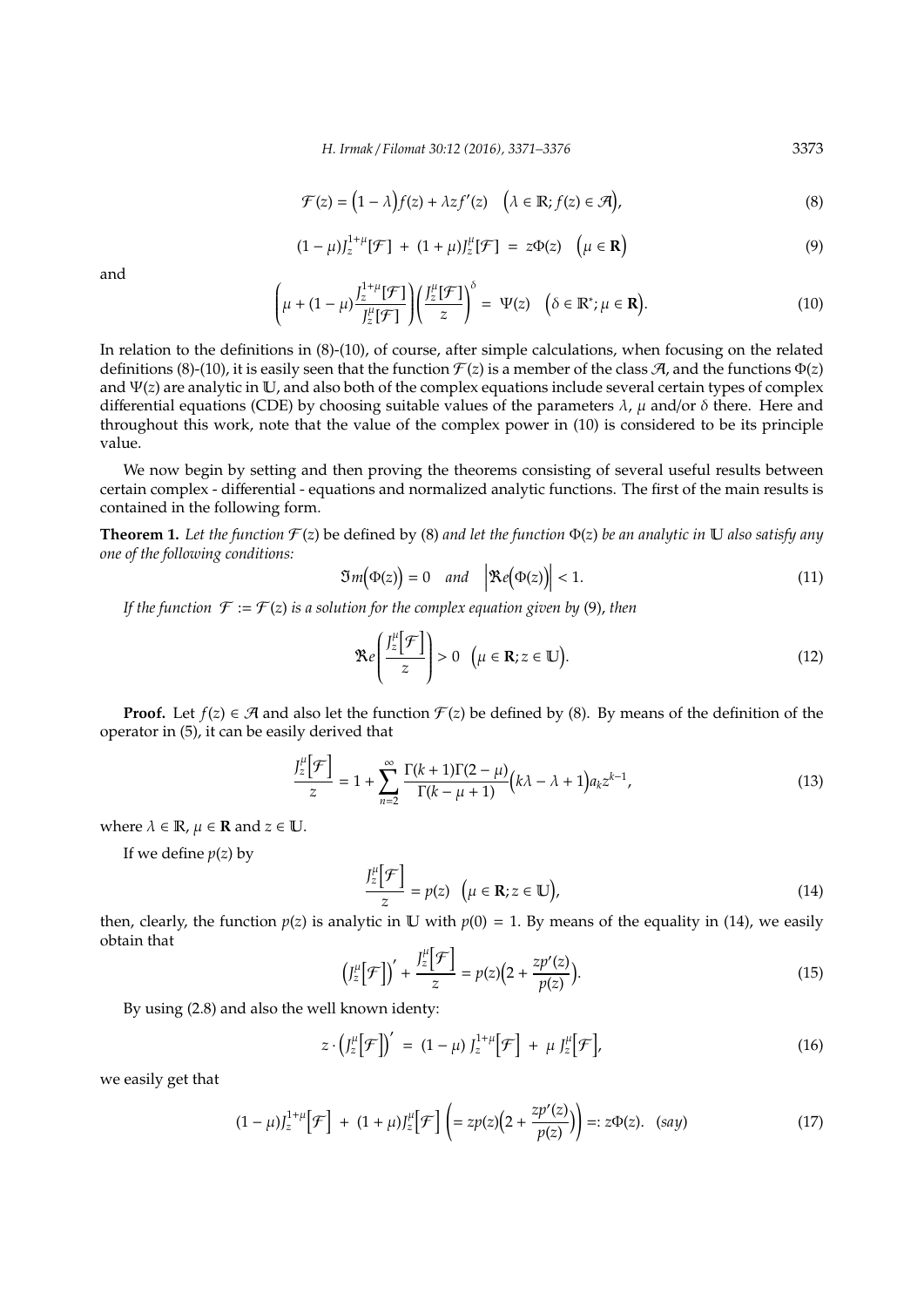$$\mathcal{F}(z) = \big(1-\lambda\big)f(z) + \lambda z f'(z) \quad \big(\lambda \in \mathbb{R};\, f(z) \in \mathcal{A}\big), \tag{8}$$

$$(1-\mu)J_z^{1+\mu}[\mathcal{F}] \;+\; (1+\mu)J_z^{\mu}[\mathcal{F}] \;=\; z\Phi(z) \quad \big(\mu \in \mathbf{R}\big) \tag{9}$$

and

$$\left(\mu + (1-\mu)\frac{J_z^{1+\mu}[\mathcal{F}]}{J_z^{\mu}[\mathcal{F}]}\right)\left(\frac{J_z^{\mu}[\mathcal{F}]}{z}\right)^{\delta} \;=\; \Psi(z) \quad \big(\delta \in \mathbb{R}^{*};\, \mu \in \mathbf{R}\big). \tag{10}$$

In relation to the definitions in (8)-(10), of course, after simple calculations, when focusing on the related definitions (8)-(10), it is easily seen that the function $\mathcal{F}(z)$ is a member of the class $\mathcal{A}$, and the functions $\Phi(z)$ and $\Psi(z)$ are analytic in $\mathbb{U}$, and also both of the complex equations include several certain types of complex differential equations (CDE) by choosing suitable values of the parameters $\lambda$, $\mu$ and/or $\delta$ there. Here and throughout this work, note that the value of the complex power in (10) is considered to be its principle value.

We now begin by setting and then proving the theorems consisting of several useful results between certain complex - differential - equations and normalized analytic functions. The first of the main results is contained in the following form.

**Theorem 1.** *Let the function* $\mathcal{F}(z)$ be defined by (8) *and let the function* $\Phi(z)$ *be an analytic in* $\mathbb{U}$ *also satisfy any one of the following conditions:*

$$\Im m\big(\Phi(z)\big) = 0 \quad and \quad \Big|\Re e\big(\Phi(z)\big)\Big| < 1. \tag{11}$$

*If the function* $\mathcal{F} := \mathcal{F}(z)$ *is a solution for the complex equation given by* (9), *then*

$$\Re e\left(\frac{J_z^{\mu}\big[\mathcal{F}\big]}{z}\right) > 0 \quad \big(\mu \in \mathbf{R};\, z \in \mathbb{U}\big). \tag{12}$$

**Proof.** Let $f(z) \in \mathcal{A}$ and also let the function $\mathcal{F}(z)$ be defined by (8). By means of the definition of the operator in (5), it can be easily derived that

$$\frac{J_z^{\mu}\big[\mathcal{F}\big]}{z} = 1 + \sum_{n=2}^{\infty} \frac{\Gamma(k+1)\Gamma(2-\mu)}{\Gamma(k-\mu+1)}\big(k\lambda - \lambda + 1\big)a_k z^{k-1}, \tag{13}$$

where $\lambda \in \mathbb{R}$, $\mu \in \mathbf{R}$ and $z \in \mathbb{U}$.

If we define $p(z)$ by

$$\frac{J_z^{\mu}\big[\mathcal{F}\big]}{z} = p(z) \quad \big(\mu \in \mathbf{R};\, z \in \mathbb{U}\big), \tag{14}$$

then, clearly, the function $p(z)$ is analytic in $\mathbb{U}$ with $p(0) = 1$. By means of the equality in (14), we easily obtain that

$$\Big(J_z^{\mu}\big[\mathcal{F}\big]\Big)' + \frac{J_z^{\mu}\big[\mathcal{F}\big]}{z} = p(z)\Big(2 + \frac{zp'(z)}{p(z)}\Big). \tag{15}$$

By using (2.8) and also the well known identy:

$$z \cdot \Big(J_z^{\mu}\big[\mathcal{F}\big]\Big)' \;=\; (1-\mu)\, J_z^{1+\mu}\big[\mathcal{F}\big] \;+\; \mu\, J_z^{\mu}\big[\mathcal{F}\big], \tag{16}$$

we easily get that

$$(1-\mu)J_z^{1+\mu}\big[\mathcal{F}\big] \;+\; (1+\mu)J_z^{\mu}\big[\mathcal{F}\big] \;\left(= zp(z)\Big(2 + \frac{zp'(z)}{p(z)}\Big)\right) =: z\Phi(z). \quad (say) \tag{17}$$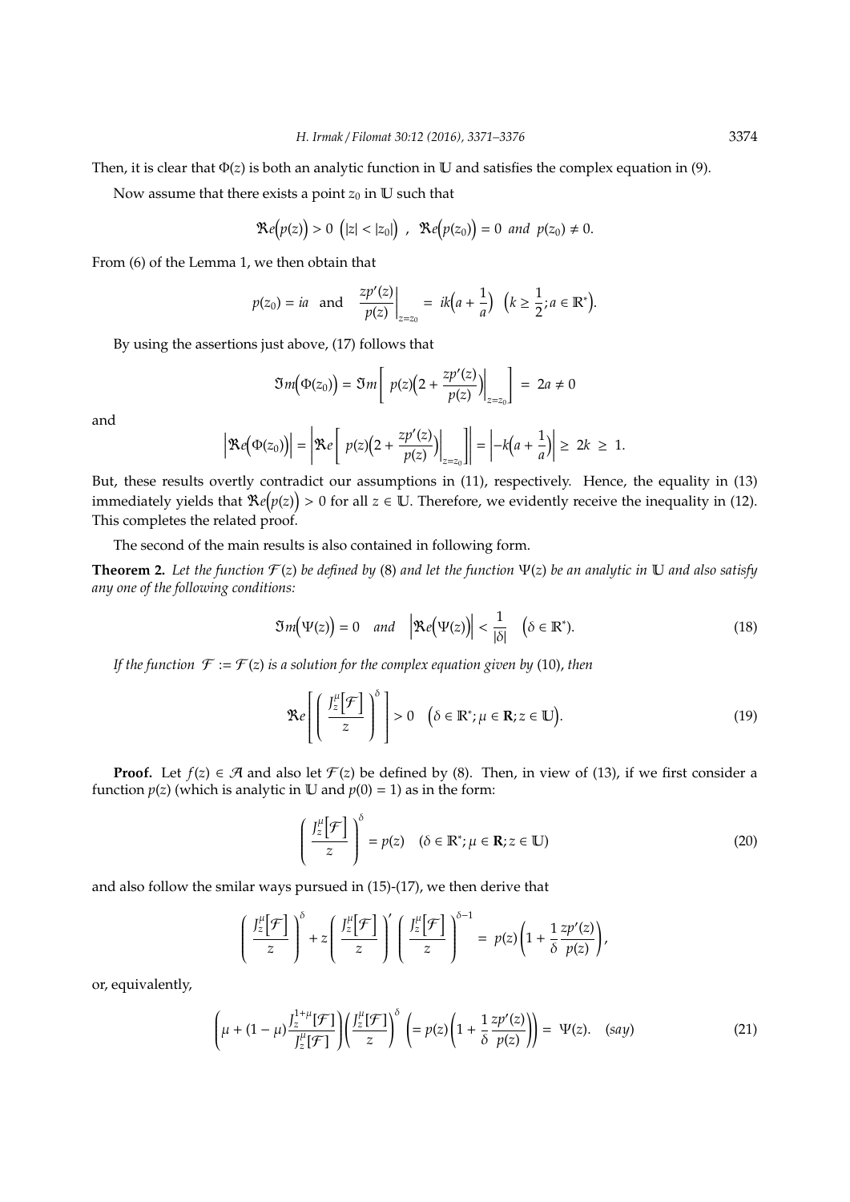Then, it is clear that $\Phi(z)$ is both an analytic function in $\mathbb{U}$ and satisfies the complex equation in (9).

Now assume that there exists a point $z_0$ in $\mathbb{U}$ such that

$$\Re e\Big(p(z)\Big) > 0 \ \Big(|z| < |z_0|\Big) \ , \ \Re e\Big(p(z_0)\Big) = 0 \ \ and \ \ p(z_0) \neq 0.$$

From (6) of the Lemma 1, we then obtain that

$$p(z_0) = ia \quad \text{and} \quad \frac{zp'(z)}{p(z)}\bigg|_{z=z_0} = ik\Big(a + \frac{1}{a}\Big) \ \ \Big(k \geq \frac{1}{2}; a \in \mathbb{R}^*\Big).$$

By using the assertions just above, (17) follows that

$$\Im m\Big(\Phi(z_0)\Big) = \Im m\bigg[\ p(z)\Big(2 + \frac{zp'(z)}{p(z)}\Big)\bigg|_{z=z_0}\bigg] \ = \ 2a \neq 0$$

and

$$\bigg|\Re e\Big(\Phi(z_0)\Big)\bigg| = \bigg|\Re e\bigg[\ p(z)\Big(2 + \frac{zp'(z)}{p(z)}\Big)\bigg|_{z=z_0}\bigg]\bigg| = \bigg|-k\Big(a + \frac{1}{a}\Big)\bigg| \geq \ 2k \ \geq \ 1.$$

But, these results overtly contradict our assumptions in (11), respectively. Hence, the equality in (13) immediately yields that $\Re e\big(p(z)\big) > 0$ for all $z \in \mathbb{U}$. Therefore, we evidently receive the inequality in (12). This completes the related proof.

The second of the main results is also contained in following form.

**Theorem 2.** *Let the function $\mathcal{F}(z)$ be defined by* (8) *and let the function $\Psi(z)$ be an analytic in $\mathbb{U}$ and also satisfy any one of the following conditions:*

$$\Im m\Big(\Psi(z)\Big) = 0 \quad and \quad \Big|\Re e\Big(\Psi(z)\Big)\Big| < \frac{1}{|\delta|} \quad \Big(\delta \in \mathbb{R}^*\Big). \tag{18}$$

*If the function $\mathcal{F} := \mathcal{F}(z)$ is a solution for the complex equation given by* (10), *then*

$$\Re e\left[\left(\frac{J_z^{\mu}\big[\mathcal{F}\big]}{z}\right)^{\delta}\right] > 0 \quad \Big(\delta \in \mathbb{R}^*; \mu \in \mathbf{R}; z \in \mathbb{U}\Big). \tag{19}$$

**Proof.** Let $f(z) \in \mathcal{A}$ and also let $\mathcal{F}(z)$ be defined by (8). Then, in view of (13), if we first consider a function $p(z)$ (which is analytic in $\mathbb{U}$ and $p(0) = 1$) as in the form:

$$\left(\frac{J_z^{\mu}\big[\mathcal{F}\big]}{z}\right)^{\delta} = p(z) \quad (\delta \in \mathbb{R}^*; \mu \in \mathbf{R}; z \in \mathbb{U}) \tag{20}$$

and also follow the smilar ways pursued in (15)-(17), we then derive that

$$\left(\frac{J_z^{\mu}\big[\mathcal{F}\big]}{z}\right)^{\delta} + z\left(\frac{J_z^{\mu}\big[\mathcal{F}\big]}{z}\right)'\left(\frac{J_z^{\mu}\big[\mathcal{F}\big]}{z}\right)^{\delta-1} = \ p(z)\bigg(1 + \frac{1}{\delta}\frac{zp'(z)}{p(z)}\bigg),$$

or, equivalently,

$$\left(\mu + (1-\mu)\frac{J_z^{1+\mu}[\mathcal{F}]}{J_z^{\mu}[\mathcal{F}]}\right)\left(\frac{J_z^{\mu}[\mathcal{F}]}{z}\right)^{\delta}\left(= p(z)\bigg(1 + \frac{1}{\delta}\frac{zp'(z)}{p(z)}\bigg)\right) = \ \Psi(z). \quad (say) \tag{21}$$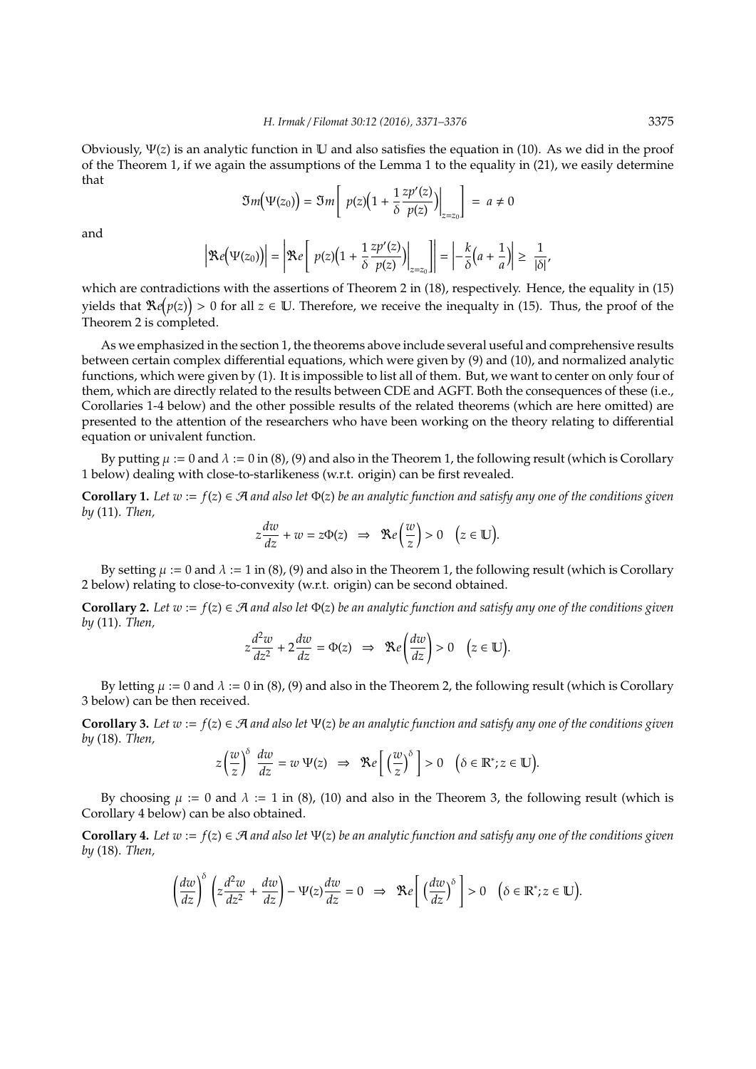Obviously, $\Psi(z)$ is an analytic function in $\mathbb{U}$ and also satisfies the equation in (10). As we did in the proof of the Theorem 1, if we again the assumptions of the Lemma 1 to the equality in (21), we easily determine that

$$\Im m\Big(\Psi(z_0)\Big) = \Im m\left[\ p(z)\Big(1 + \frac{1}{\delta}\frac{zp'(z)}{p(z)}\Big)\Big|_{z=z_0}\right] = a \neq 0$$

and

$$\Big|\Re e\Big(\Psi(z_0)\Big)\Big| = \left|\Re e\left[\ p(z)\Big(1 + \frac{1}{\delta}\frac{zp'(z)}{p(z)}\Big)\Big|_{z=z_0}\right]\right| = \left|-\frac{k}{\delta}\Big(a + \frac{1}{a}\Big)\right| \geq \frac{1}{|\delta|},$$

which are contradictions with the assertions of Theorem 2 in (18), respectively. Hence, the equality in (15) yields that $\Re e\big(p(z)\big) > 0$ for all $z \in \mathbb{U}$. Therefore, we receive the inequalty in (15). Thus, the proof of the Theorem 2 is completed.

As we emphasized in the section 1, the theorems above include several useful and comprehensive results between certain complex differential equations, which were given by (9) and (10), and normalized analytic functions, which were given by (1). It is impossible to list all of them. But, we want to center on only four of them, which are directly related to the results between CDE and AGFT. Both the consequences of these (i.e., Corollaries 1-4 below) and the other possible results of the related theorems (which are here omitted) are presented to the attention of the researchers who have been working on the theory relating to differential equation or univalent function.

By putting $\mu := 0$ and $\lambda := 0$ in (8), (9) and also in the Theorem 1, the following result (which is Corollary 1 below) dealing with close-to-starlikeness (w.r.t. origin) can be first revealed.

**Corollary 1.** *Let $w := f(z) \in \mathcal{A}$ and also let $\Phi(z)$ be an analytic function and satisfy any one of the conditions given by* (11)*. Then,*

$$z\frac{dw}{dz} + w = z\Phi(z) \ \Rightarrow\ \Re e\Big(\frac{w}{z}\Big) > 0 \quad \Big(z \in \mathbb{U}\Big).$$

By setting $\mu := 0$ and $\lambda := 1$ in (8), (9) and also in the Theorem 1, the following result (which is Corollary 2 below) relating to close-to-convexity (w.r.t. origin) can be second obtained.

**Corollary 2.** *Let $w := f(z) \in \mathcal{A}$ and also let $\Phi(z)$ be an analytic function and satisfy any one of the conditions given by* (11)*. Then,*

$$z\frac{d^2w}{dz^2} + 2\frac{dw}{dz} = \Phi(z) \ \Rightarrow\ \Re e\Big(\frac{dw}{dz}\Big) > 0 \quad \Big(z \in \mathbb{U}\Big).$$

By letting $\mu := 0$ and $\lambda := 0$ in (8), (9) and also in the Theorem 2, the following result (which is Corollary 3 below) can be then received.

**Corollary 3.** *Let $w := f(z) \in \mathcal{A}$ and also let $\Psi(z)$ be an analytic function and satisfy any one of the conditions given by* (18)*. Then,*

$$z\Big(\frac{w}{z}\Big)^{\delta}\ \frac{dw}{dz} = w\,\Psi(z) \ \Rightarrow\ \Re e\left[\ \Big(\frac{w}{z}\Big)^{\delta}\ \right] > 0 \quad \Big(\delta \in \mathbb{R}^*; z \in \mathbb{U}\Big).$$

By choosing $\mu := 0$ and $\lambda := 1$ in (8), (10) and also in the Theorem 3, the following result (which is Corollary 4 below) can be also obtained.

**Corollary 4.** *Let $w := f(z) \in \mathcal{A}$ and also let $\Psi(z)$ be an analytic function and satisfy any one of the conditions given by* (18)*. Then,*

$$\Big(\frac{dw}{dz}\Big)^{\delta}\Big(z\frac{d^2w}{dz^2} + \frac{dw}{dz}\Big) - \Psi(z)\frac{dw}{dz} = 0 \ \Rightarrow\ \Re e\left[\ \Big(\frac{dw}{dz}\Big)^{\delta}\ \right] > 0 \quad \Big(\delta \in \mathbb{R}^*; z \in \mathbb{U}\Big).$$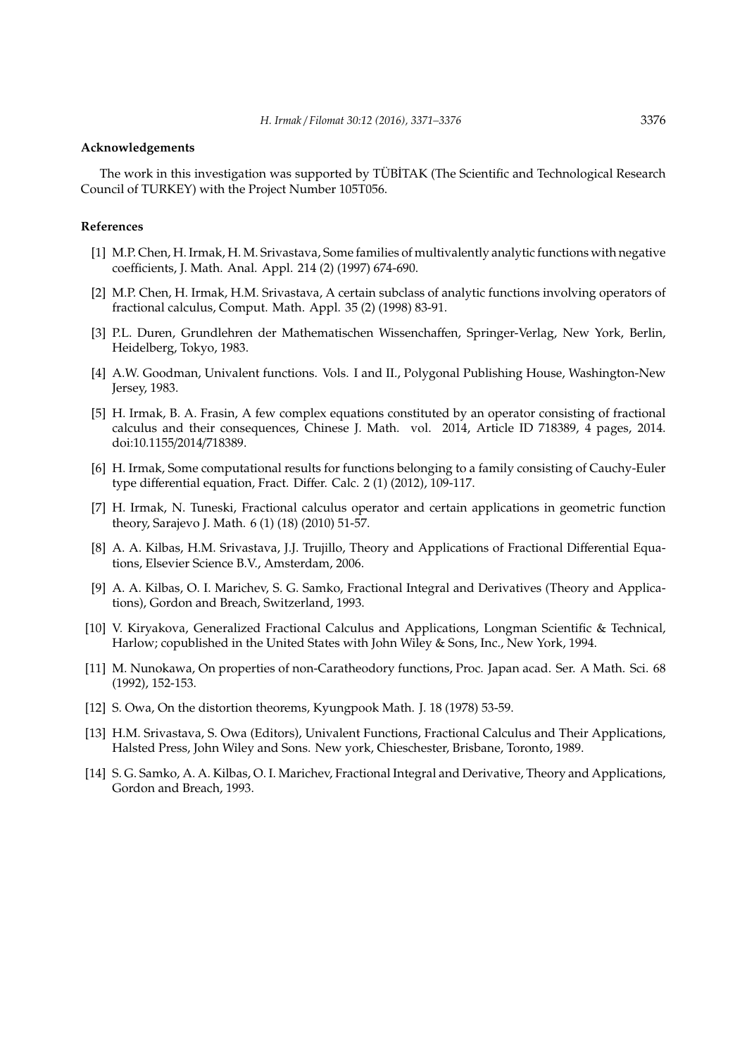## Acknowledgements

The work in this investigation was supported by TÜBİTAK (The Scientific and Technological Research Council of TURKEY) with the Project Number 105T056.

## References

[1] M.P. Chen, H. Irmak, H. M. Srivastava, Some families of multivalently analytic functions with negative coefficients, J. Math. Anal. Appl. 214 (2) (1997) 674-690.

[2] M.P. Chen, H. Irmak, H.M. Srivastava, A certain subclass of analytic functions involving operators of fractional calculus, Comput. Math. Appl. 35 (2) (1998) 83-91.

[3] P.L. Duren, Grundlehren der Mathematischen Wissenchaffen, Springer-Verlag, New York, Berlin, Heidelberg, Tokyo, 1983.

[4] A.W. Goodman, Univalent functions. Vols. I and II., Polygonal Publishing House, Washington-New Jersey, 1983.

[5] H. Irmak, B. A. Frasin, A few complex equations constituted by an operator consisting of fractional calculus and their consequences, Chinese J. Math. vol. 2014, Article ID 718389, 4 pages, 2014. doi:10.1155/2014/718389.

[6] H. Irmak, Some computational results for functions belonging to a family consisting of Cauchy-Euler type differential equation, Fract. Differ. Calc. 2 (1) (2012), 109-117.

[7] H. Irmak, N. Tuneski, Fractional calculus operator and certain applications in geometric function theory, Sarajevo J. Math. 6 (1) (18) (2010) 51-57.

[8] A. A. Kilbas, H.M. Srivastava, J.J. Trujillo, Theory and Applications of Fractional Differential Equations, Elsevier Science B.V., Amsterdam, 2006.

[9] A. A. Kilbas, O. I. Marichev, S. G. Samko, Fractional Integral and Derivatives (Theory and Applications), Gordon and Breach, Switzerland, 1993.

[10] V. Kiryakova, Generalized Fractional Calculus and Applications, Longman Scientific & Technical, Harlow; copublished in the United States with John Wiley & Sons, Inc., New York, 1994.

[11] M. Nunokawa, On properties of non-Caratheodory functions, Proc. Japan acad. Ser. A Math. Sci. 68 (1992), 152-153.

[12] S. Owa, On the distortion theorems, Kyungpook Math. J. 18 (1978) 53-59.

[13] H.M. Srivastava, S. Owa (Editors), Univalent Functions, Fractional Calculus and Their Applications, Halsted Press, John Wiley and Sons. New york, Chieschester, Brisbane, Toronto, 1989.

[14] S. G. Samko, A. A. Kilbas, O. I. Marichev, Fractional Integral and Derivative, Theory and Applications, Gordon and Breach, 1993.